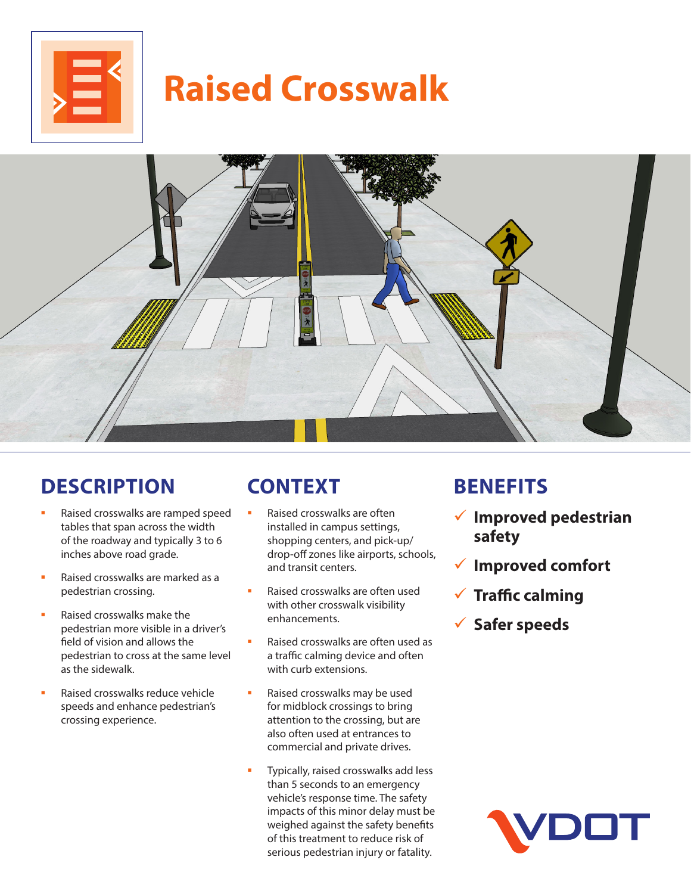# Raised Crosswalk

## DESCRIPTION

- Raised crosswalks are ramped speed tables that span across the width of the roadway and typically 3 to 6 inches above road grade.
- Raised crosswalks are marked as a pedestrian crossing.
- Raised crosswalks make the pedestrian more visible in a driver's field of vision and allows the pedestrian to cross at the same level as the sidewalk.
- Raised crosswalks reduce vehicle speeds and enhance pedestrian's crossing experience.

## CONTEXT

- Raised crosswalks are often installed in campus settings, shopping centers, and pick-up/drop-off zones like airports, schools, and transit centers.
- Raised crosswalks are often used with other crosswalk visibility enhancements.
- Raised crosswalks are often used as a traffic calming device and often with curb extensions.
- Raised crosswalks may be used for midblock crossings to bring attention to the crossing, but are also often used at entrances to commercial and private drives.
- Typically, raised crosswalks add less than 5 seconds to an emergency vehicle's response time. The safety impacts of this minor delay must be weighed against the safety benefits of this treatment to reduce risk of serious pedestrian injury or fatality.

## BENEFITS

- ✓ **Improved pedestrian safety**
- ✓ **Improved comfort**
- ✓ **Traffic calming**
- ✓ **Safer speeds**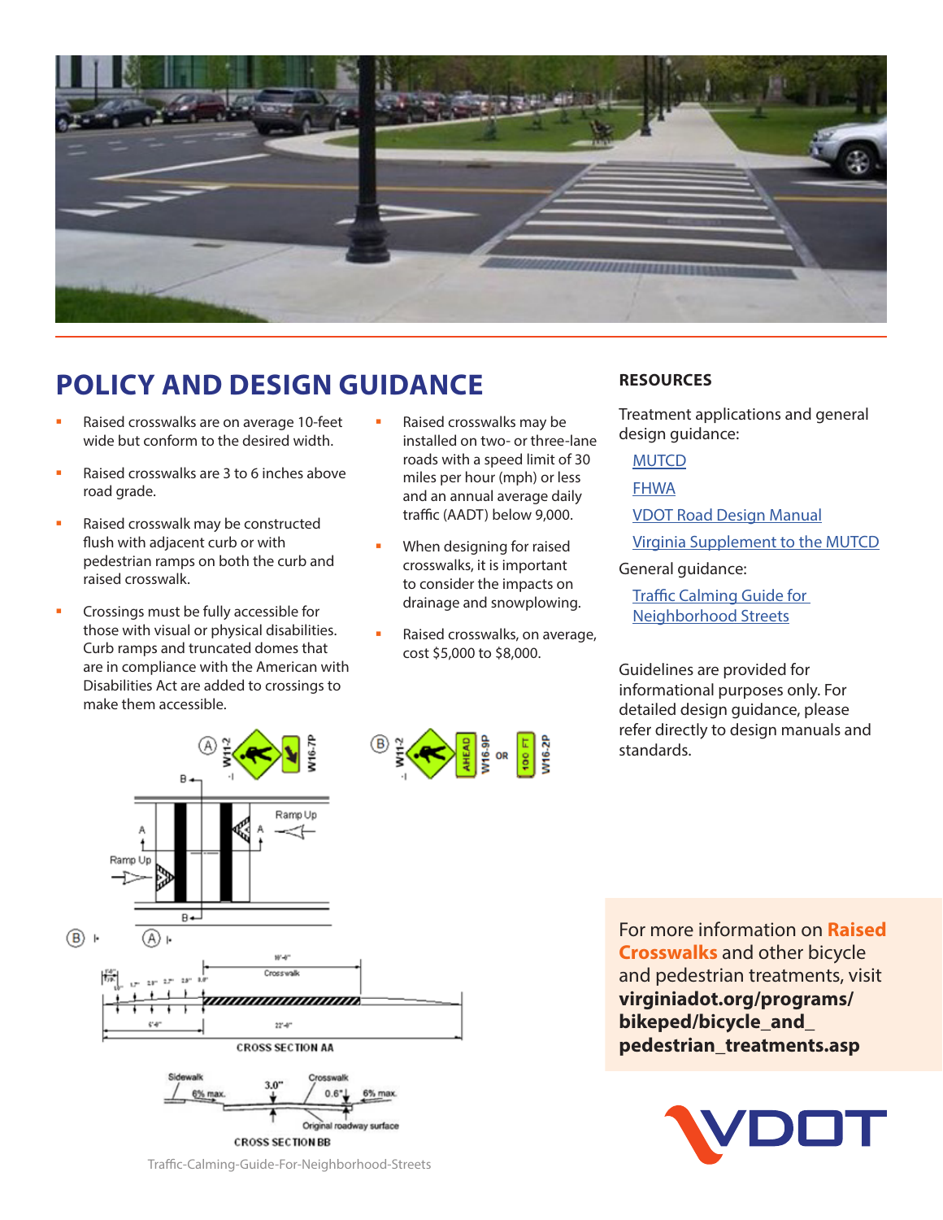## POLICY AND DESIGN GUIDANCE

- Raised crosswalks are on average 10-feet wide but conform to the desired width.
- Raised crosswalks are 3 to 6 inches above road grade.
- Raised crosswalk may be constructed flush with adjacent curb or with pedestrian ramps on both the curb and raised crosswalk.
- Crossings must be fully accessible for those with visual or physical disabilities. Curb ramps and truncated domes that are in compliance with the American with Disabilities Act are added to crossings to make them accessible.
- Raised crosswalks may be installed on two- or three-lane roads with a speed limit of 30 miles per hour (mph) or less and an annual average daily traffic (AADT) below 9,000.
- When designing for raised crosswalks, it is important to consider the impacts on drainage and snowplowing.
- Raised crosswalks, on average, cost $5,000 to $8,000.

Traffic-Calming-Guide-For-Neighborhood-Streets

## RESOURCES

Treatment applications and general design guidance:

- [MUTCD]
- [FHWA]
- [VDOT Road Design Manual]
- [Virginia Supplement to the MUTCD]

General guidance:

- [Traffic Calming Guide for Neighborhood Streets]

Guidelines are provided for informational purposes only. For detailed design guidance, please refer directly to design manuals and standards.

For more information on **Raised Crosswalks** and other bicycle and pedestrian treatments, visit **virginiadot.org/programs/bikeped/bicycle_and_pedestrian_treatments.asp**